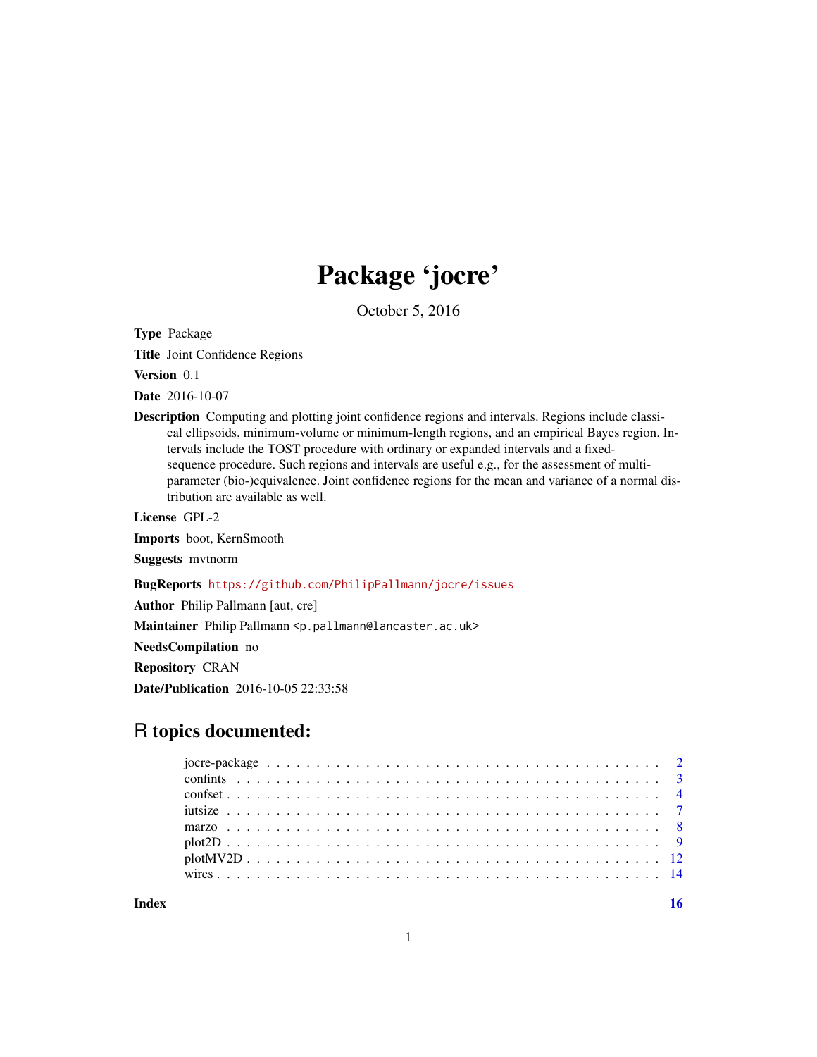# Package 'jocre'

October 5, 2016

**Type** Package

**Title** Joint Confidence Regions

**Version** 0.1

**Date** 2016-10-07

**Description** Computing and plotting joint confidence regions and intervals. Regions include classical ellipsoids, minimum-volume or minimum-length regions, and an empirical Bayes region. Intervals include the TOST procedure with ordinary or expanded intervals and a fixed-sequence procedure. Such regions and intervals are useful e.g., for the assessment of multi-parameter (bio-)equivalence. Joint confidence regions for the mean and variance of a normal distribution are available as well.

**License** GPL-2

**Imports** boot, KernSmooth

**Suggests** mvtnorm

**BugReports** https://github.com/PhilipPallmann/jocre/issues

**Author** Philip Pallmann [aut, cre]

**Maintainer** Philip Pallmann <p.pallmann@lancaster.ac.uk>

**NeedsCompilation** no

**Repository** CRAN

**Date/Publication** 2016-10-05 22:33:58

## R topics documented:

| | |
|---|---|
| jocre-package | 2 |
| confints | 3 |
| confset | 4 |
| iutsize | 7 |
| marzo | 8 |
| plot2D | 9 |
| plotMV2D | 12 |
| wires | 14 |

**Index** **16**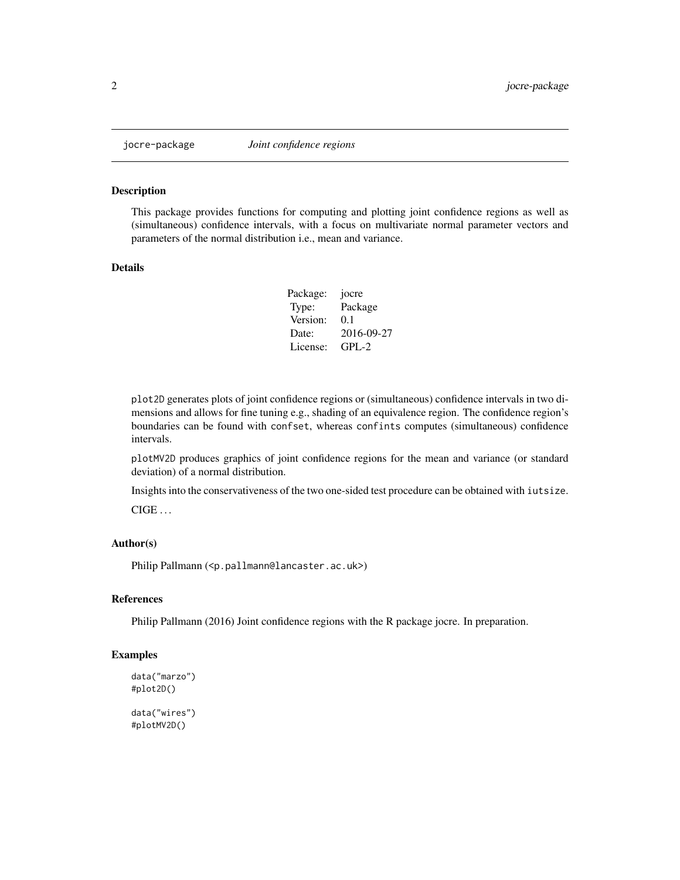# jocre-package *Joint confidence regions*

## Description

This package provides functions for computing and plotting joint confidence regions as well as (simultaneous) confidence intervals, with a focus on multivariate normal parameter vectors and parameters of the normal distribution i.e., mean and variance.

## Details

| | |
|---|---|
| Package: | jocre |
| Type: | Package |
| Version: | 0.1 |
| Date: | 2016-09-27 |
| License: | GPL-2 |

`plot2D` generates plots of joint confidence regions or (simultaneous) confidence intervals in two dimensions and allows for fine tuning e.g., shading of an equivalence region. The confidence region's boundaries can be found with `confset`, whereas `confints` computes (simultaneous) confidence intervals.

`plotMV2D` produces graphics of joint confidence regions for the mean and variance (or standard deviation) of a normal distribution.

Insights into the conservativeness of the two one-sided test procedure can be obtained with `iutsize`.

CIGE . . .

## Author(s)

Philip Pallmann (<p.pallmann@lancaster.ac.uk>)

## References

Philip Pallmann (2016) Joint confidence regions with the R package jocre. In preparation.

## Examples

```
data("marzo")
#plot2D()

data("wires")
#plotMV2D()
```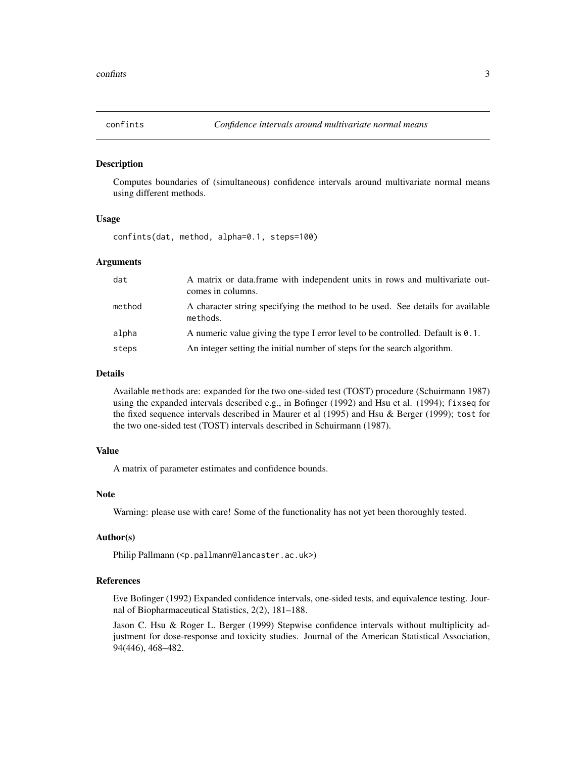# confints — *Confidence intervals around multivariate normal means*

## Description

Computes boundaries of (simultaneous) confidence intervals around multivariate normal means using different methods.

## Usage

```
confints(dat, method, alpha=0.1, steps=100)
```

## Arguments

| | |
|---|---|
| `dat` | A matrix or data.frame with independent units in rows and multivariate outcomes in columns. |
| `method` | A character string specifying the method to be used. See details for available methods. |
| `alpha` | A numeric value giving the type I error level to be controlled. Default is `0.1`. |
| `steps` | An integer setting the initial number of steps for the search algorithm. |

## Details

Available `method`s are: `expanded` for the two one-sided test (TOST) procedure (Schuirmann 1987) using the expanded intervals described e.g., in Bofinger (1992) and Hsu et al. (1994); `fixseq` for the fixed sequence intervals described in Maurer et al (1995) and Hsu & Berger (1999); `tost` for the two one-sided test (TOST) intervals described in Schuirmann (1987).

## Value

A matrix of parameter estimates and confidence bounds.

## Note

Warning: please use with care! Some of the functionality has not yet been thoroughly tested.

## Author(s)

Philip Pallmann (<p.pallmann@lancaster.ac.uk>)

## References

Eve Bofinger (1992) Expanded confidence intervals, one-sided tests, and equivalence testing. Journal of Biopharmaceutical Statistics, 2(2), 181–188.

Jason C. Hsu & Roger L. Berger (1999) Stepwise confidence intervals without multiplicity adjustment for dose-response and toxicity studies. Journal of the American Statistical Association, 94(446), 468–482.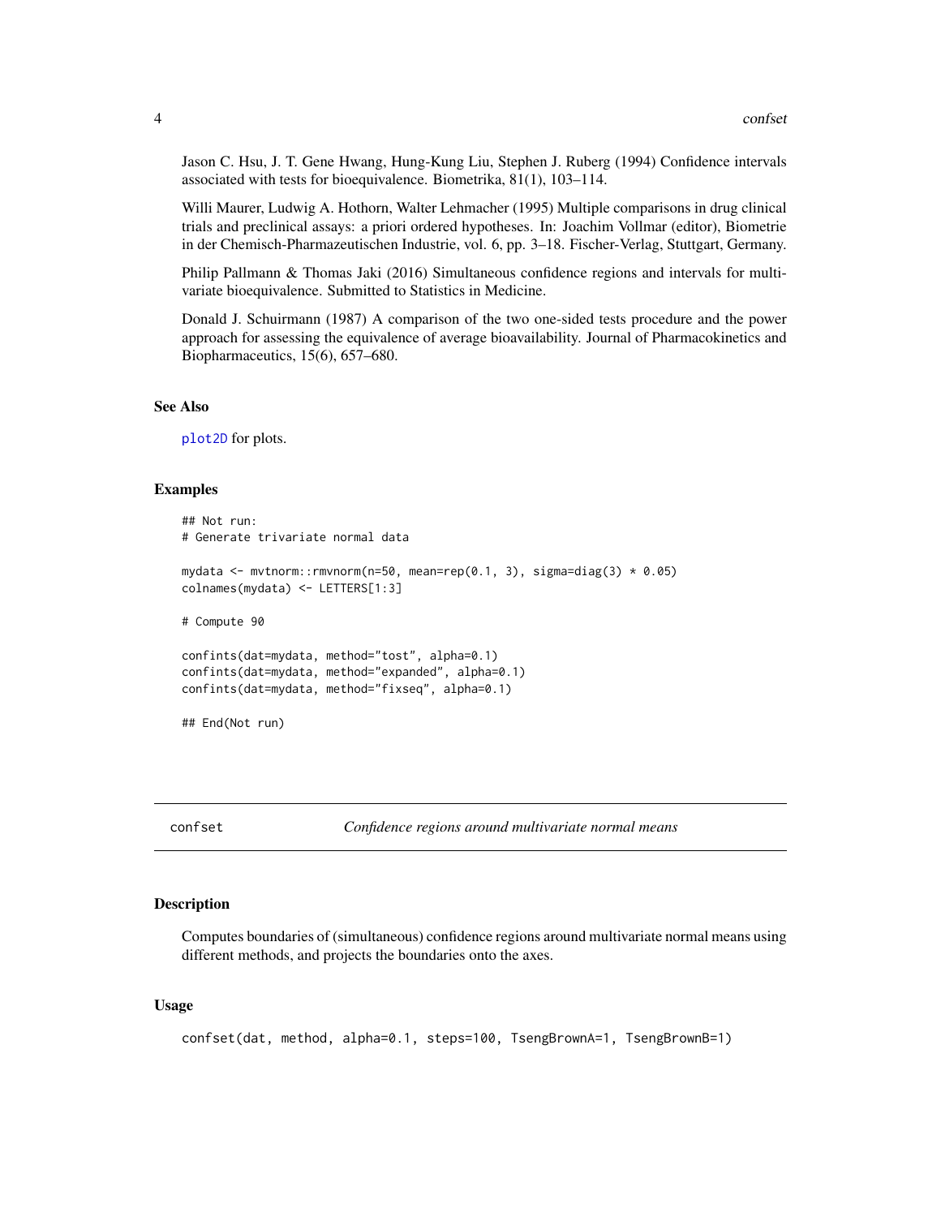Jason C. Hsu, J. T. Gene Hwang, Hung-Kung Liu, Stephen J. Ruberg (1994) Confidence intervals associated with tests for bioequivalence. Biometrika, 81(1), 103–114.

Willi Maurer, Ludwig A. Hothorn, Walter Lehmacher (1995) Multiple comparisons in drug clinical trials and preclinical assays: a priori ordered hypotheses. In: Joachim Vollmar (editor), Biometrie in der Chemisch-Pharmazeutischen Industrie, vol. 6, pp. 3–18. Fischer-Verlag, Stuttgart, Germany.

Philip Pallmann & Thomas Jaki (2016) Simultaneous confidence regions and intervals for multivariate bioequivalence. Submitted to Statistics in Medicine.

Donald J. Schuirmann (1987) A comparison of the two one-sided tests procedure and the power approach for assessing the equivalence of average bioavailability. Journal of Pharmacokinetics and Biopharmaceutics, 15(6), 657–680.

### See Also

plot2D for plots.

### Examples

```
## Not run:
# Generate trivariate normal data

mydata <- mvtnorm::rmvnorm(n=50, mean=rep(0.1, 3), sigma=diag(3) * 0.05)
colnames(mydata) <- LETTERS[1:3]

# Compute 90

confints(dat=mydata, method="tost", alpha=0.1)
confints(dat=mydata, method="expanded", alpha=0.1)
confints(dat=mydata, method="fixseq", alpha=0.1)

## End(Not run)
```

## confset *Confidence regions around multivariate normal means*

### Description

Computes boundaries of (simultaneous) confidence regions around multivariate normal means using different methods, and projects the boundaries onto the axes.

### Usage

```
confset(dat, method, alpha=0.1, steps=100, TsengBrownA=1, TsengBrownB=1)
```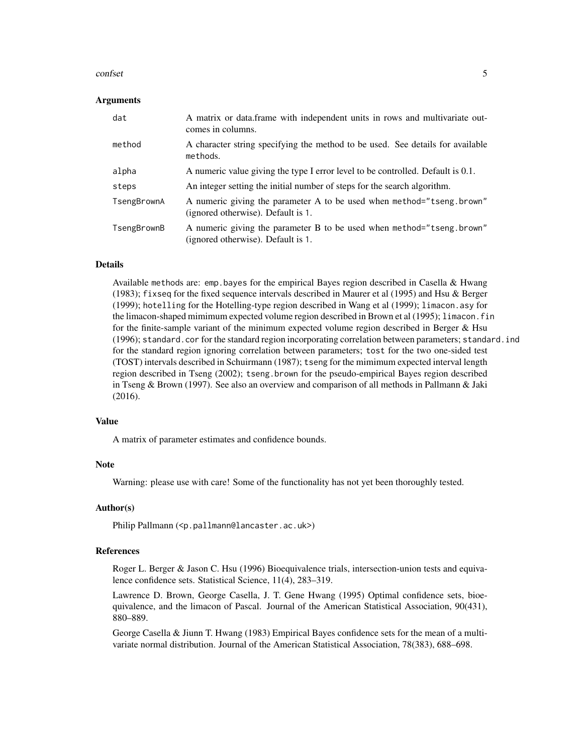### Arguments

| | |
|---|---|
| dat | A matrix or data.frame with independent units in rows and multivariate outcomes in columns. |
| method | A character string specifying the method to be used. See details for available methods. |
| alpha | A numeric value giving the type I error level to be controlled. Default is 0.1. |
| steps | An integer setting the initial number of steps for the search algorithm. |
| TsengBrownA | A numeric giving the parameter A to be used when method="tseng.brown" (ignored otherwise). Default is 1. |
| TsengBrownB | A numeric giving the parameter B to be used when method="tseng.brown" (ignored otherwise). Default is 1. |

### Details

Available methods are: emp.bayes for the empirical Bayes region described in Casella & Hwang (1983); fixseq for the fixed sequence intervals described in Maurer et al (1995) and Hsu & Berger (1999); hotelling for the Hotelling-type region described in Wang et al (1999); limacon.asy for the limacon-shaped mimimum expected volume region described in Brown et al (1995); limacon.fin for the finite-sample variant of the minimum expected volume region described in Berger & Hsu (1996); standard.cor for the standard region incorporating correlation between parameters; standard.ind for the standard region ignoring correlation between parameters; tost for the two one-sided test (TOST) intervals described in Schuirmann (1987); tseng for the mimimum expected interval length region described in Tseng (2002); tseng.brown for the pseudo-empirical Bayes region described in Tseng & Brown (1997). See also an overview and comparison of all methods in Pallmann & Jaki (2016).

### Value

A matrix of parameter estimates and confidence bounds.

### Note

Warning: please use with care! Some of the functionality has not yet been thoroughly tested.

### Author(s)

Philip Pallmann (<p.pallmann@lancaster.ac.uk>)

### References

Roger L. Berger & Jason C. Hsu (1996) Bioequivalence trials, intersection-union tests and equivalence confidence sets. Statistical Science, 11(4), 283–319.

Lawrence D. Brown, George Casella, J. T. Gene Hwang (1995) Optimal confidence sets, bioequivalence, and the limacon of Pascal. Journal of the American Statistical Association, 90(431), 880–889.

George Casella & Jiunn T. Hwang (1983) Empirical Bayes confidence sets for the mean of a multivariate normal distribution. Journal of the American Statistical Association, 78(383), 688–698.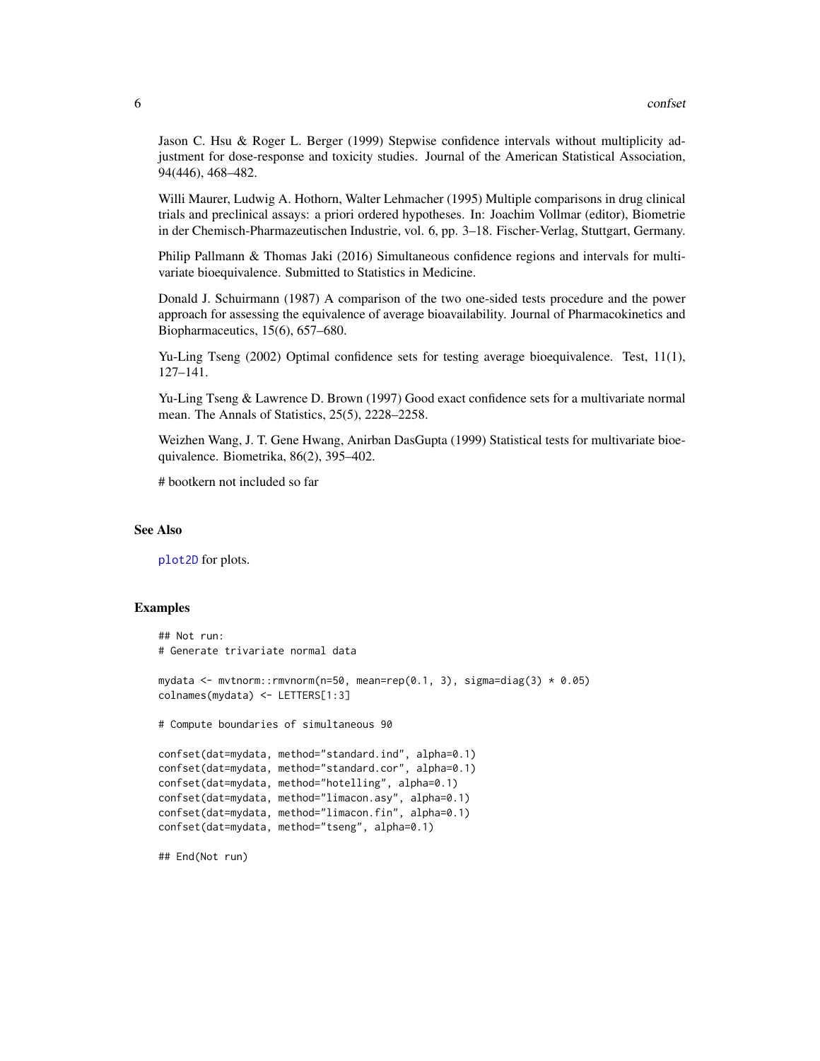Jason C. Hsu & Roger L. Berger (1999) Stepwise confidence intervals without multiplicity adjustment for dose-response and toxicity studies. Journal of the American Statistical Association, 94(446), 468–482.

Willi Maurer, Ludwig A. Hothorn, Walter Lehmacher (1995) Multiple comparisons in drug clinical trials and preclinical assays: a priori ordered hypotheses. In: Joachim Vollmar (editor), Biometrie in der Chemisch-Pharmazeutischen Industrie, vol. 6, pp. 3–18. Fischer-Verlag, Stuttgart, Germany.

Philip Pallmann & Thomas Jaki (2016) Simultaneous confidence regions and intervals for multivariate bioequivalence. Submitted to Statistics in Medicine.

Donald J. Schuirmann (1987) A comparison of the two one-sided tests procedure and the power approach for assessing the equivalence of average bioavailability. Journal of Pharmacokinetics and Biopharmaceutics, 15(6), 657–680.

Yu-Ling Tseng (2002) Optimal confidence sets for testing average bioequivalence. Test, 11(1), 127–141.

Yu-Ling Tseng & Lawrence D. Brown (1997) Good exact confidence sets for a multivariate normal mean. The Annals of Statistics, 25(5), 2228–2258.

Weizhen Wang, J. T. Gene Hwang, Anirban DasGupta (1999) Statistical tests for multivariate bioequivalence. Biometrika, 86(2), 395–402.

# bootkern not included so far

## See Also

plot2D for plots.

## Examples

```
## Not run:
# Generate trivariate normal data

mydata <- mvtnorm::rmvnorm(n=50, mean=rep(0.1, 3), sigma=diag(3) * 0.05)
colnames(mydata) <- LETTERS[1:3]

# Compute boundaries of simultaneous 90

confset(dat=mydata, method="standard.ind", alpha=0.1)
confset(dat=mydata, method="standard.cor", alpha=0.1)
confset(dat=mydata, method="hotelling", alpha=0.1)
confset(dat=mydata, method="limacon.asy", alpha=0.1)
confset(dat=mydata, method="limacon.fin", alpha=0.1)
confset(dat=mydata, method="tseng", alpha=0.1)

## End(Not run)
```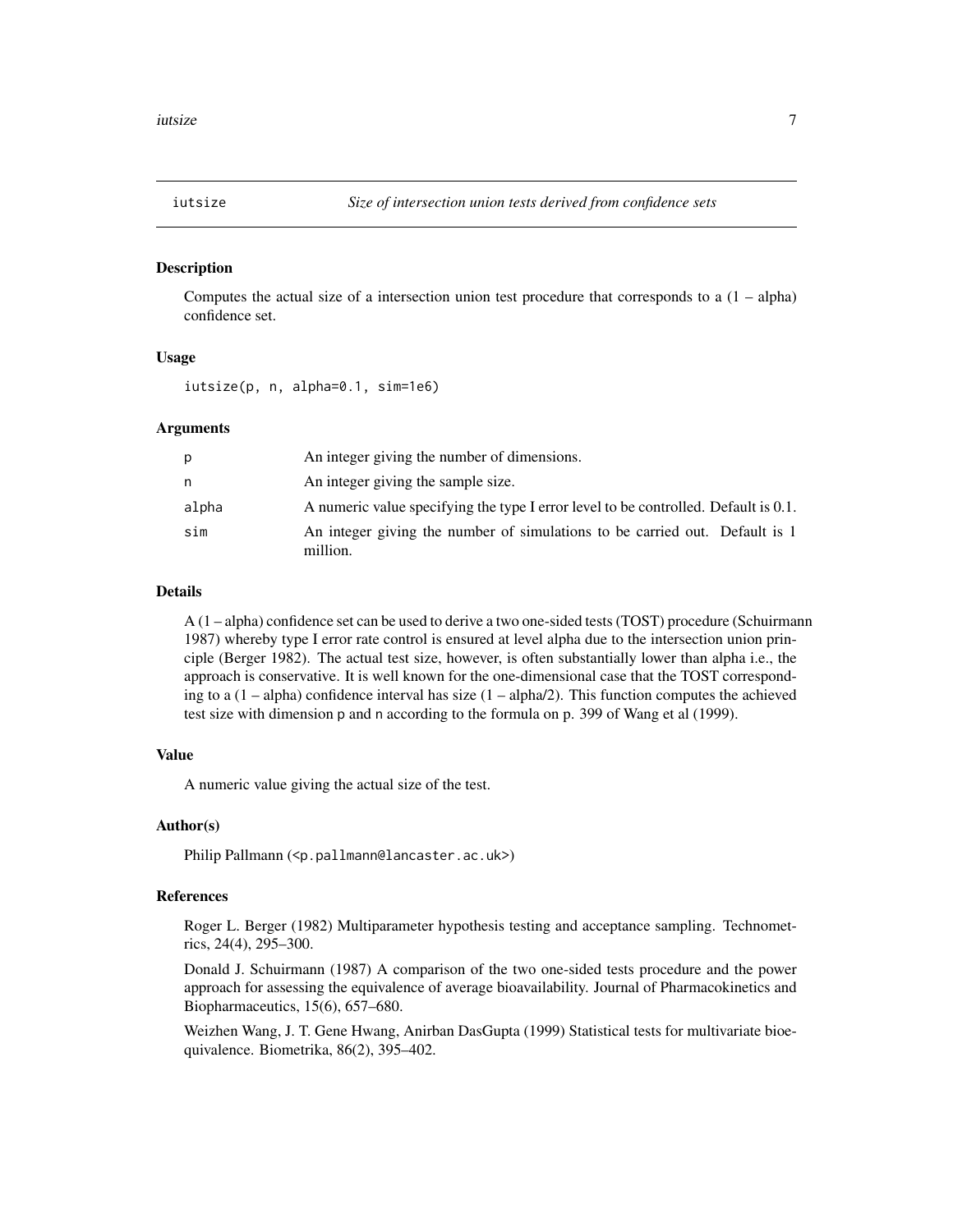## iutsize — *Size of intersection union tests derived from confidence sets*

### Description

Computes the actual size of a intersection union test procedure that corresponds to a (1 – alpha) confidence set.

### Usage

```
iutsize(p, n, alpha=0.1, sim=1e6)
```

### Arguments

| | |
|---|---|
| p | An integer giving the number of dimensions. |
| n | An integer giving the sample size. |
| alpha | A numeric value specifying the type I error level to be controlled. Default is 0.1. |
| sim | An integer giving the number of simulations to be carried out. Default is 1 million. |

### Details

A (1 – alpha) confidence set can be used to derive a two one-sided tests (TOST) procedure (Schuirmann 1987) whereby type I error rate control is ensured at level alpha due to the intersection union principle (Berger 1982). The actual test size, however, is often substantially lower than alpha i.e., the approach is conservative. It is well known for the one-dimensional case that the TOST corresponding to a (1 – alpha) confidence interval has size (1 – alpha/2). This function computes the achieved test size with dimension p and n according to the formula on p. 399 of Wang et al (1999).

### Value

A numeric value giving the actual size of the test.

### Author(s)

Philip Pallmann (<p.pallmann@lancaster.ac.uk>)

### References

Roger L. Berger (1982) Multiparameter hypothesis testing and acceptance sampling. Technometrics, 24(4), 295–300.

Donald J. Schuirmann (1987) A comparison of the two one-sided tests procedure and the power approach for assessing the equivalence of average bioavailability. Journal of Pharmacokinetics and Biopharmaceutics, 15(6), 657–680.

Weizhen Wang, J. T. Gene Hwang, Anirban DasGupta (1999) Statistical tests for multivariate bioequivalence. Biometrika, 86(2), 395–402.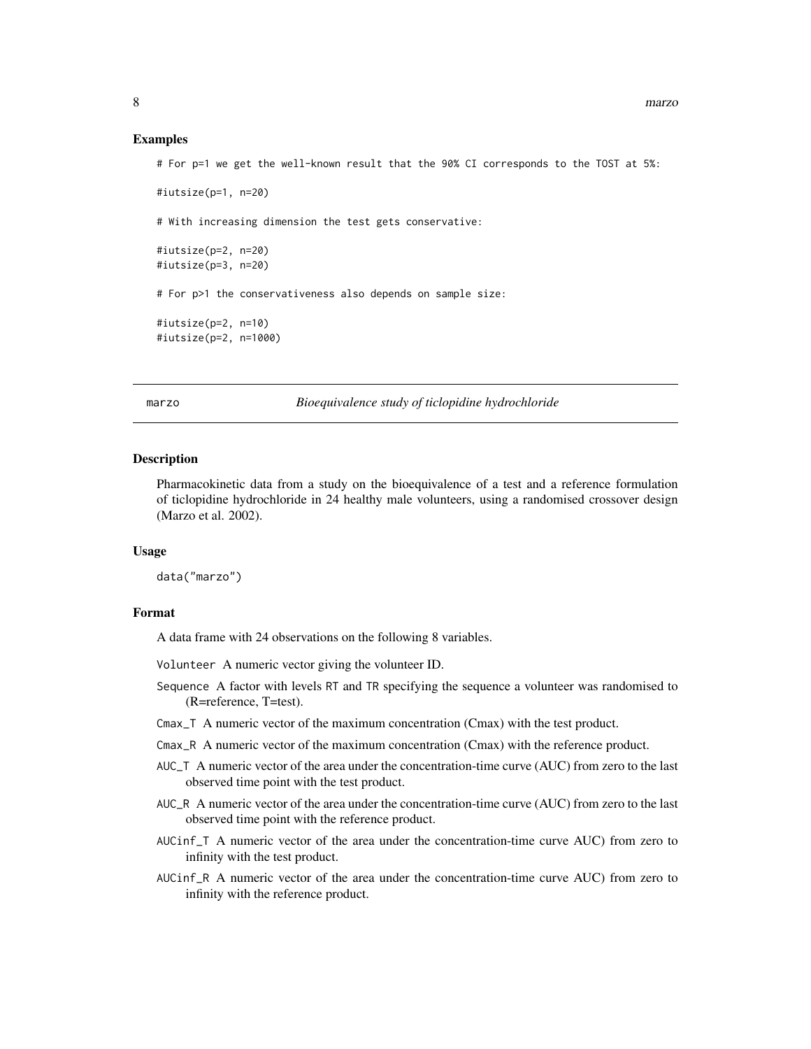### Examples

```
# For p=1 we get the well-known result that the 90% CI corresponds to the TOST at 5%:

#iutsize(p=1, n=20)

# With increasing dimension the test gets conservative:

#iutsize(p=2, n=20)
#iutsize(p=3, n=20)

# For p>1 the conservativeness also depends on sample size:

#iutsize(p=2, n=10)
#iutsize(p=2, n=1000)
```

---

## marzo — *Bioequivalence study of ticlopidine hydrochloride*

---

### Description

Pharmacokinetic data from a study on the bioequivalence of a test and a reference formulation of ticlopidine hydrochloride in 24 healthy male volunteers, using a randomised crossover design (Marzo et al. 2002).

### Usage

```
data("marzo")
```

### Format

A data frame with 24 observations on the following 8 variables.

- `Volunteer` A numeric vector giving the volunteer ID.
- `Sequence` A factor with levels `RT` and `TR` specifying the sequence a volunteer was randomised to (R=reference, T=test).
- `Cmax_T` A numeric vector of the maximum concentration (Cmax) with the test product.
- `Cmax_R` A numeric vector of the maximum concentration (Cmax) with the reference product.
- `AUC_T` A numeric vector of the area under the concentration-time curve (AUC) from zero to the last observed time point with the test product.
- `AUC_R` A numeric vector of the area under the concentration-time curve (AUC) from zero to the last observed time point with the reference product.
- `AUCinf_T` A numeric vector of the area under the concentration-time curve AUC) from zero to infinity with the test product.
- `AUCinf_R` A numeric vector of the area under the concentration-time curve AUC) from zero to infinity with the reference product.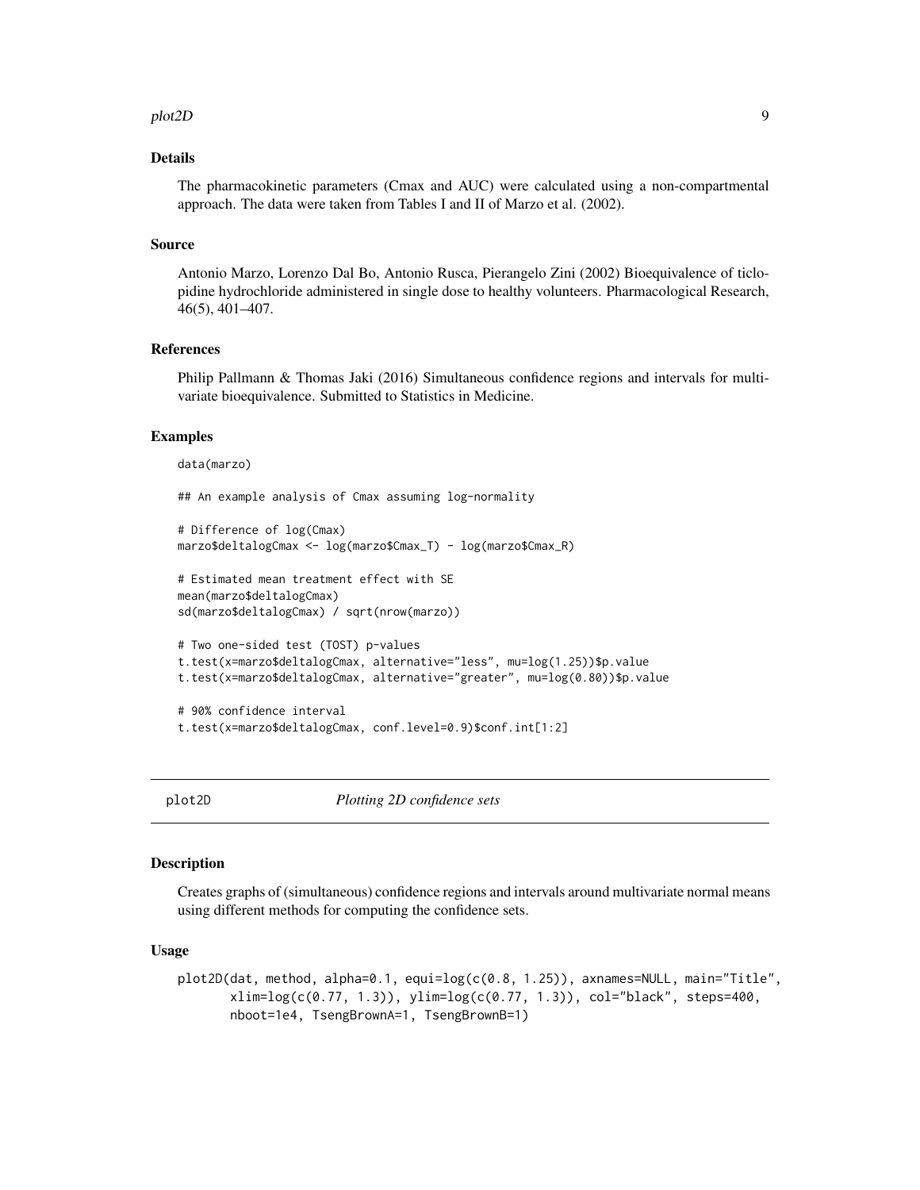### Details

The pharmacokinetic parameters (Cmax and AUC) were calculated using a non-compartmental approach. The data were taken from Tables I and II of Marzo et al. (2002).

### Source

Antonio Marzo, Lorenzo Dal Bo, Antonio Rusca, Pierangelo Zini (2002) Bioequivalence of ticlopidine hydrochloride administered in single dose to healthy volunteers. Pharmacological Research, 46(5), 401–407.

### References

Philip Pallmann & Thomas Jaki (2016) Simultaneous confidence regions and intervals for multivariate bioequivalence. Submitted to Statistics in Medicine.

### Examples

```
data(marzo)

## An example analysis of Cmax assuming log-normality

# Difference of log(Cmax)
marzo$deltalogCmax <- log(marzo$Cmax_T) - log(marzo$Cmax_R)

# Estimated mean treatment effect with SE
mean(marzo$deltalogCmax)
sd(marzo$deltalogCmax) / sqrt(nrow(marzo))

# Two one-sided test (TOST) p-values
t.test(x=marzo$deltalogCmax, alternative="less", mu=log(1.25))$p.value
t.test(x=marzo$deltalogCmax, alternative="greater", mu=log(0.80))$p.value

# 90% confidence interval
t.test(x=marzo$deltalogCmax, conf.level=0.9)$conf.int[1:2]
```

---

## plot2D — *Plotting 2D confidence sets*

---

### Description

Creates graphs of (simultaneous) confidence regions and intervals around multivariate normal means using different methods for computing the confidence sets.

### Usage

```
plot2D(dat, method, alpha=0.1, equi=log(c(0.8, 1.25)), axnames=NULL, main="Title",
       xlim=log(c(0.77, 1.3)), ylim=log(c(0.77, 1.3)), col="black", steps=400,
       nboot=1e4, TsengBrownA=1, TsengBrownB=1)
```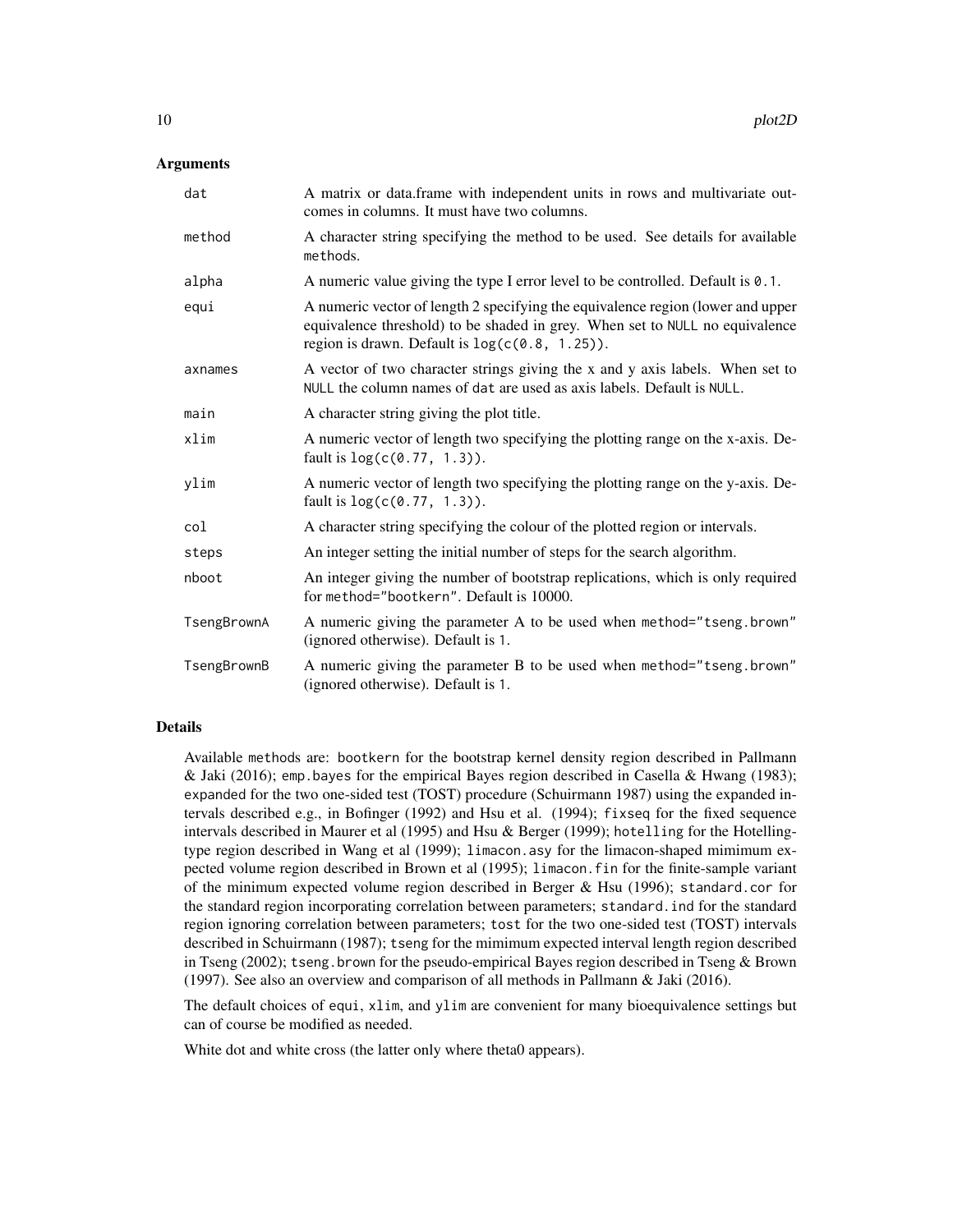### Arguments

| | |
|---|---|
| `dat` | A matrix or data.frame with independent units in rows and multivariate outcomes in columns. It must have two columns. |
| `method` | A character string specifying the method to be used. See details for available methods. |
| `alpha` | A numeric value giving the type I error level to be controlled. Default is `0.1`. |
| `equi` | A numeric vector of length 2 specifying the equivalence region (lower and upper equivalence threshold) to be shaded in grey. When set to `NULL` no equivalence region is drawn. Default is `log(c(0.8, 1.25))`. |
| `axnames` | A vector of two character strings giving the x and y axis labels. When set to `NULL` the column names of `dat` are used as axis labels. Default is `NULL`. |
| `main` | A character string giving the plot title. |
| `xlim` | A numeric vector of length two specifying the plotting range on the x-axis. Default is `log(c(0.77, 1.3))`. |
| `ylim` | A numeric vector of length two specifying the plotting range on the y-axis. Default is `log(c(0.77, 1.3))`. |
| `col` | A character string specifying the colour of the plotted region or intervals. |
| `steps` | An integer setting the initial number of steps for the search algorithm. |
| `nboot` | An integer giving the number of bootstrap replications, which is only required for `method="bootkern"`. Default is 10000. |
| `TsengBrownA` | A numeric giving the parameter A to be used when `method="tseng.brown"` (ignored otherwise). Default is `1`. |
| `TsengBrownB` | A numeric giving the parameter B to be used when `method="tseng.brown"` (ignored otherwise). Default is `1`. |

### Details

Available methods are: `bootkern` for the bootstrap kernel density region described in Pallmann & Jaki (2016); `emp.bayes` for the empirical Bayes region described in Casella & Hwang (1983); `expanded` for the two one-sided test (TOST) procedure (Schuirmann 1987) using the expanded intervals described e.g., in Bofinger (1992) and Hsu et al. (1994); `fixseq` for the fixed sequence intervals described in Maurer et al (1995) and Hsu & Berger (1999); `hotelling` for the Hotelling-type region described in Wang et al (1999); `limacon.asy` for the limacon-shaped mimimum expected volume region described in Brown et al (1995); `limacon.fin` for the finite-sample variant of the minimum expected volume region described in Berger & Hsu (1996); `standard.cor` for the standard region incorporating correlation between parameters; `standard.ind` for the standard region ignoring correlation between parameters; `tost` for the two one-sided test (TOST) intervals described in Schuirmann (1987); `tseng` for the mimimum expected interval length region described in Tseng (2002); `tseng.brown` for the pseudo-empirical Bayes region described in Tseng & Brown (1997). See also an overview and comparison of all methods in Pallmann & Jaki (2016).

The default choices of `equi`, `xlim`, and `ylim` are convenient for many bioequivalence settings but can of course be modified as needed.

White dot and white cross (the latter only where theta0 appears).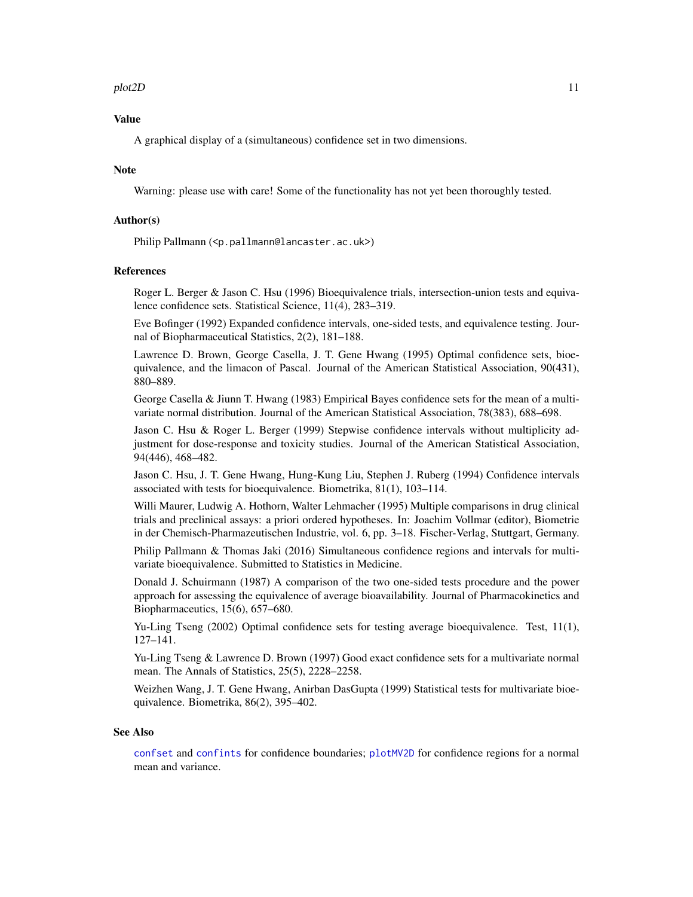## Value

A graphical display of a (simultaneous) confidence set in two dimensions.

## Note

Warning: please use with care! Some of the functionality has not yet been thoroughly tested.

## Author(s)

Philip Pallmann (<p.pallmann@lancaster.ac.uk>)

## References

Roger L. Berger & Jason C. Hsu (1996) Bioequivalence trials, intersection-union tests and equivalence confidence sets. Statistical Science, 11(4), 283–319.

Eve Bofinger (1992) Expanded confidence intervals, one-sided tests, and equivalence testing. Journal of Biopharmaceutical Statistics, 2(2), 181–188.

Lawrence D. Brown, George Casella, J. T. Gene Hwang (1995) Optimal confidence sets, bioequivalence, and the limacon of Pascal. Journal of the American Statistical Association, 90(431), 880–889.

George Casella & Jiunn T. Hwang (1983) Empirical Bayes confidence sets for the mean of a multivariate normal distribution. Journal of the American Statistical Association, 78(383), 688–698.

Jason C. Hsu & Roger L. Berger (1999) Stepwise confidence intervals without multiplicity adjustment for dose-response and toxicity studies. Journal of the American Statistical Association, 94(446), 468–482.

Jason C. Hsu, J. T. Gene Hwang, Hung-Kung Liu, Stephen J. Ruberg (1994) Confidence intervals associated with tests for bioequivalence. Biometrika, 81(1), 103–114.

Willi Maurer, Ludwig A. Hothorn, Walter Lehmacher (1995) Multiple comparisons in drug clinical trials and preclinical assays: a priori ordered hypotheses. In: Joachim Vollmar (editor), Biometrie in der Chemisch-Pharmazeutischen Industrie, vol. 6, pp. 3–18. Fischer-Verlag, Stuttgart, Germany.

Philip Pallmann & Thomas Jaki (2016) Simultaneous confidence regions and intervals for multivariate bioequivalence. Submitted to Statistics in Medicine.

Donald J. Schuirmann (1987) A comparison of the two one-sided tests procedure and the power approach for assessing the equivalence of average bioavailability. Journal of Pharmacokinetics and Biopharmaceutics, 15(6), 657–680.

Yu-Ling Tseng (2002) Optimal confidence sets for testing average bioequivalence. Test, 11(1), 127–141.

Yu-Ling Tseng & Lawrence D. Brown (1997) Good exact confidence sets for a multivariate normal mean. The Annals of Statistics, 25(5), 2228–2258.

Weizhen Wang, J. T. Gene Hwang, Anirban DasGupta (1999) Statistical tests for multivariate bioequivalence. Biometrika, 86(2), 395–402.

## See Also

`confset` and `confints` for confidence boundaries; `plotMV2D` for confidence regions for a normal mean and variance.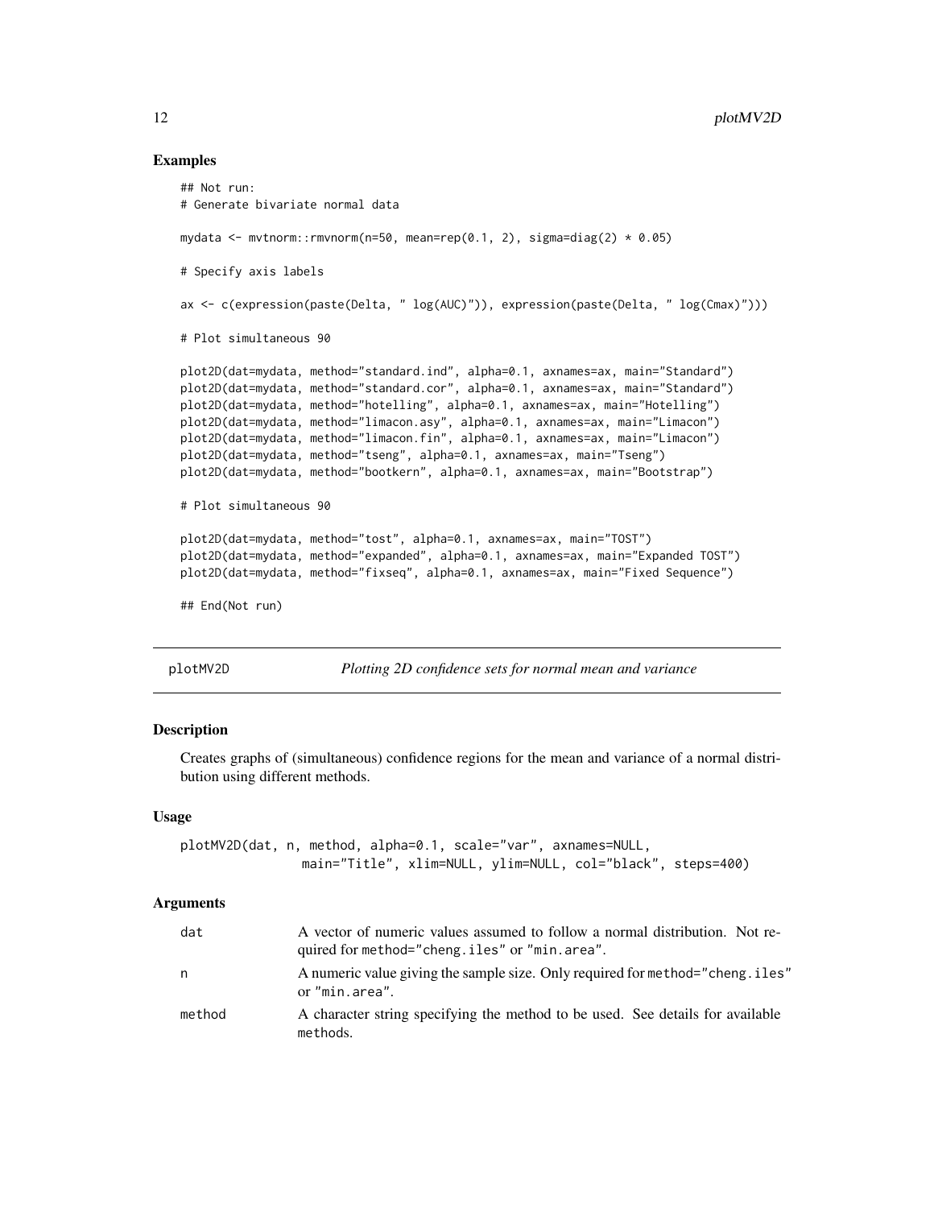## Examples

```
## Not run:
# Generate bivariate normal data

mydata <- mvtnorm::rmvnorm(n=50, mean=rep(0.1, 2), sigma=diag(2) * 0.05)

# Specify axis labels

ax <- c(expression(paste(Delta, " log(AUC)")), expression(paste(Delta, " log(Cmax)")))

# Plot simultaneous 90

plot2D(dat=mydata, method="standard.ind", alpha=0.1, axnames=ax, main="Standard")
plot2D(dat=mydata, method="standard.cor", alpha=0.1, axnames=ax, main="Standard")
plot2D(dat=mydata, method="hotelling", alpha=0.1, axnames=ax, main="Hotelling")
plot2D(dat=mydata, method="limacon.asy", alpha=0.1, axnames=ax, main="Limacon")
plot2D(dat=mydata, method="limacon.fin", alpha=0.1, axnames=ax, main="Limacon")
plot2D(dat=mydata, method="tseng", alpha=0.1, axnames=ax, main="Tseng")
plot2D(dat=mydata, method="bootkern", alpha=0.1, axnames=ax, main="Bootstrap")

# Plot simultaneous 90

plot2D(dat=mydata, method="tost", alpha=0.1, axnames=ax, main="TOST")
plot2D(dat=mydata, method="expanded", alpha=0.1, axnames=ax, main="Expanded TOST")
plot2D(dat=mydata, method="fixseq", alpha=0.1, axnames=ax, main="Fixed Sequence")

## End(Not run)
```

---

plotMV2D *Plotting 2D confidence sets for normal mean and variance*

---

### Description

Creates graphs of (simultaneous) confidence regions for the mean and variance of a normal distribution using different methods.

### Usage

```
plotMV2D(dat, n, method, alpha=0.1, scale="var", axnames=NULL,
                main="Title", xlim=NULL, ylim=NULL, col="black", steps=400)
```

### Arguments

| | |
|---|---|
| dat | A vector of numeric values assumed to follow a normal distribution. Not required for method="cheng.iles" or "min.area". |
| n | A numeric value giving the sample size. Only required for method="cheng.iles" or "min.area". |
| method | A character string specifying the method to be used. See details for available methods. |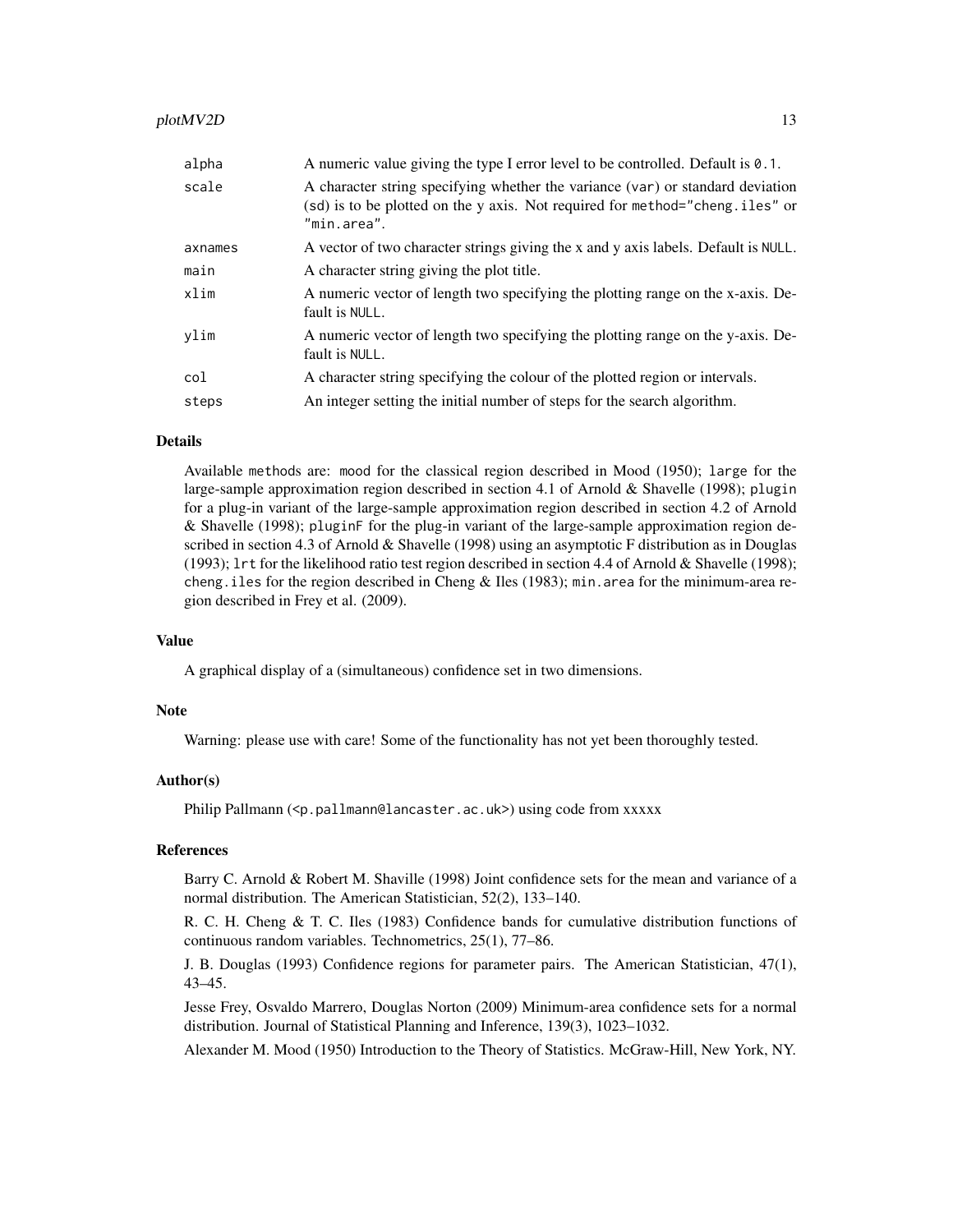| | |
|---|---|
| alpha | A numeric value giving the type I error level to be controlled. Default is `0.1`. |
| scale | A character string specifying whether the variance (`var`) or standard deviation (`sd`) is to be plotted on the y axis. Not required for `method="cheng.iles"` or `"min.area"`. |
| axnames | A vector of two character strings giving the x and y axis labels. Default is `NULL`. |
| main | A character string giving the plot title. |
| xlim | A numeric vector of length two specifying the plotting range on the x-axis. Default is `NULL`. |
| ylim | A numeric vector of length two specifying the plotting range on the y-axis. Default is `NULL`. |
| col | A character string specifying the colour of the plotted region or intervals. |
| steps | An integer setting the initial number of steps for the search algorithm. |

## Details

Available `methods` are: `mood` for the classical region described in Mood (1950); `large` for the large-sample approximation region described in section 4.1 of Arnold & Shavelle (1998); `plugin` for a plug-in variant of the large-sample approximation region described in section 4.2 of Arnold & Shavelle (1998); `pluginF` for the plug-in variant of the large-sample approximation region described in section 4.3 of Arnold & Shavelle (1998) using an asymptotic F distribution as in Douglas (1993); `lrt` for the likelihood ratio test region described in section 4.4 of Arnold & Shavelle (1998); `cheng.iles` for the region described in Cheng & Iles (1983); `min.area` for the minimum-area region described in Frey et al. (2009).

## Value

A graphical display of a (simultaneous) confidence set in two dimensions.

## Note

Warning: please use with care! Some of the functionality has not yet been thoroughly tested.

## Author(s)

Philip Pallmann (<p.pallmann@lancaster.ac.uk>) using code from xxxxx

## References

Barry C. Arnold & Robert M. Shaville (1998) Joint confidence sets for the mean and variance of a normal distribution. The American Statistician, 52(2), 133–140.

R. C. H. Cheng & T. C. Iles (1983) Confidence bands for cumulative distribution functions of continuous random variables. Technometrics, 25(1), 77–86.

J. B. Douglas (1993) Confidence regions for parameter pairs. The American Statistician, 47(1), 43–45.

Jesse Frey, Osvaldo Marrero, Douglas Norton (2009) Minimum-area confidence sets for a normal distribution. Journal of Statistical Planning and Inference, 139(3), 1023–1032.

Alexander M. Mood (1950) Introduction to the Theory of Statistics. McGraw-Hill, New York, NY.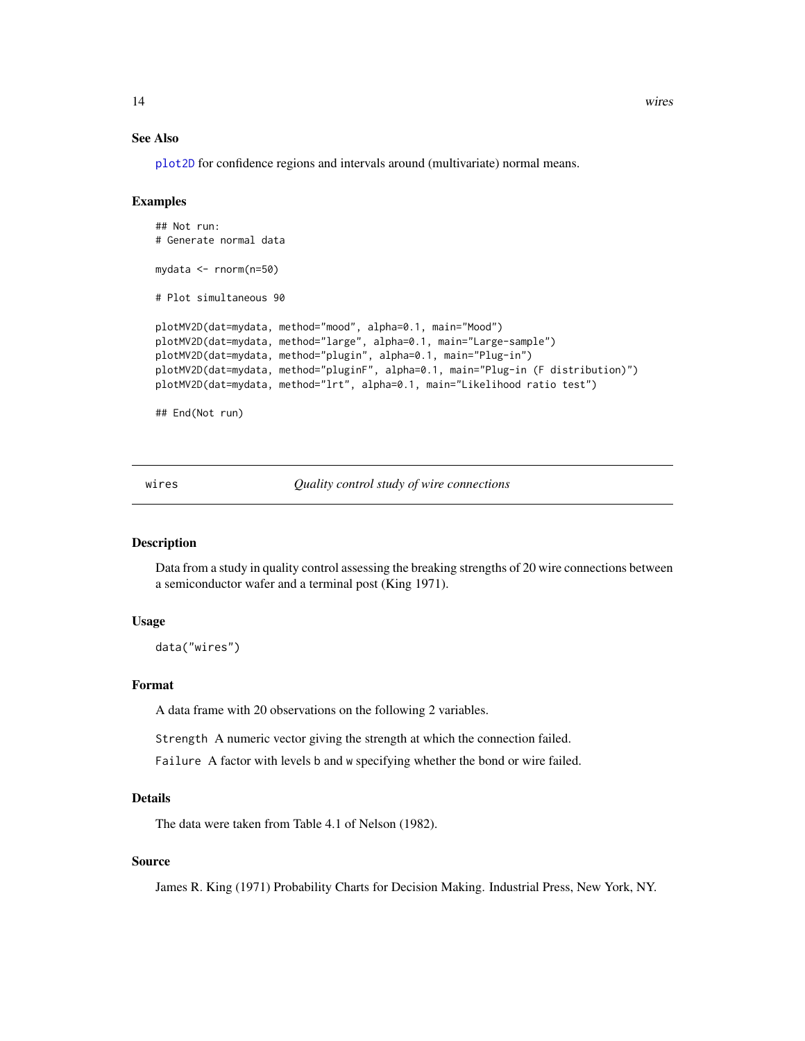### See Also

plot2D for confidence regions and intervals around (multivariate) normal means.

### Examples

```
## Not run:
# Generate normal data

mydata <- rnorm(n=50)

# Plot simultaneous 90

plotMV2D(dat=mydata, method="mood", alpha=0.1, main="Mood")
plotMV2D(dat=mydata, method="large", alpha=0.1, main="Large-sample")
plotMV2D(dat=mydata, method="plugin", alpha=0.1, main="Plug-in")
plotMV2D(dat=mydata, method="pluginF", alpha=0.1, main="Plug-in (F distribution)")
plotMV2D(dat=mydata, method="lrt", alpha=0.1, main="Likelihood ratio test")

## End(Not run)
```

---

## wires — *Quality control study of wire connections*

### Description

Data from a study in quality control assessing the breaking strengths of 20 wire connections between a semiconductor wafer and a terminal post (King 1971).

### Usage

```
data("wires")
```

### Format

A data frame with 20 observations on the following 2 variables.

`Strength` A numeric vector giving the strength at which the connection failed.

`Failure` A factor with levels `b` and `w` specifying whether the bond or wire failed.

### Details

The data were taken from Table 4.1 of Nelson (1982).

### Source

James R. King (1971) Probability Charts for Decision Making. Industrial Press, New York, NY.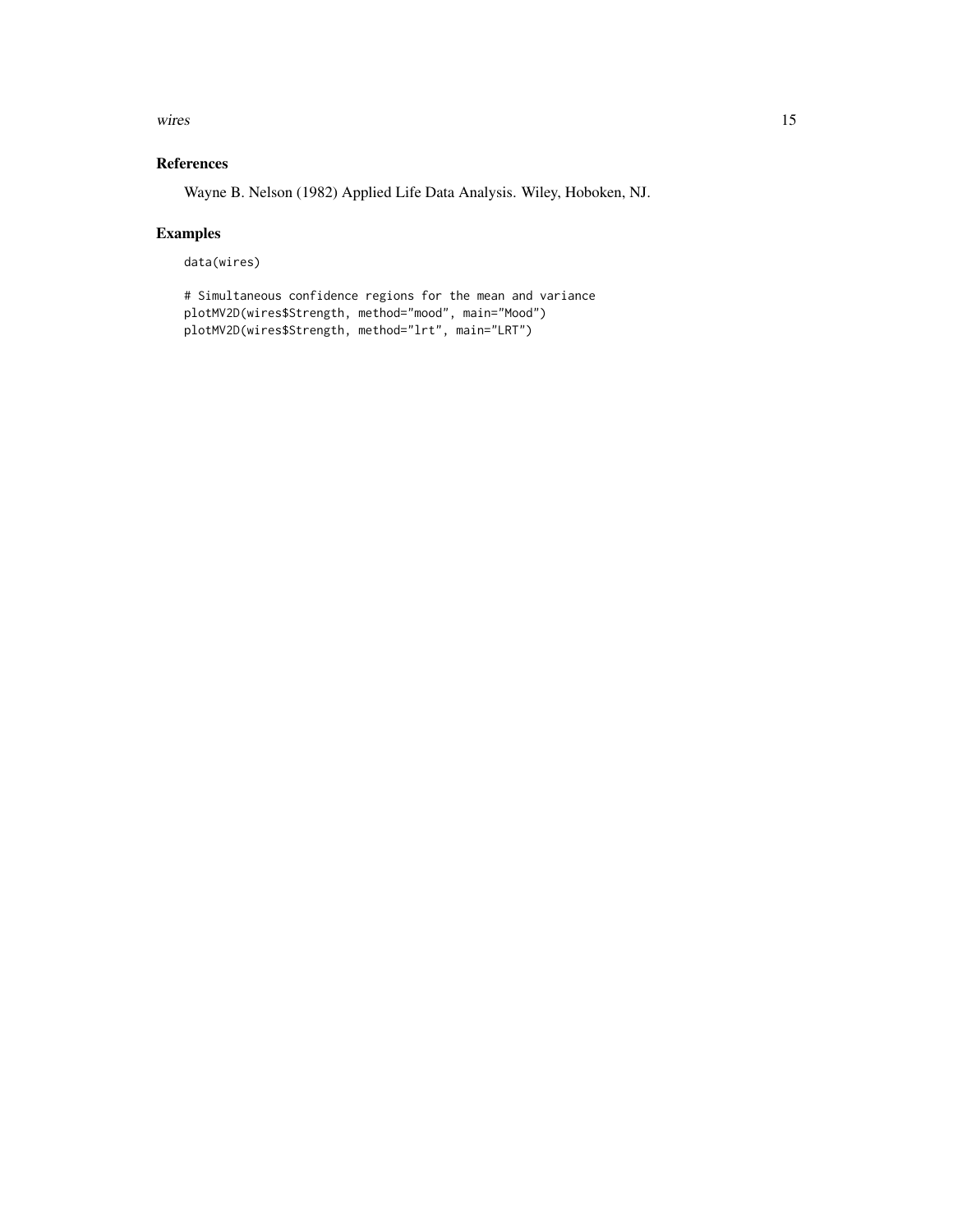## References

Wayne B. Nelson (1982) Applied Life Data Analysis. Wiley, Hoboken, NJ.

## Examples

```
data(wires)

# Simultaneous confidence regions for the mean and variance
plotMV2D(wires$Strength, method="mood", main="Mood")
plotMV2D(wires$Strength, method="lrt", main="LRT")
```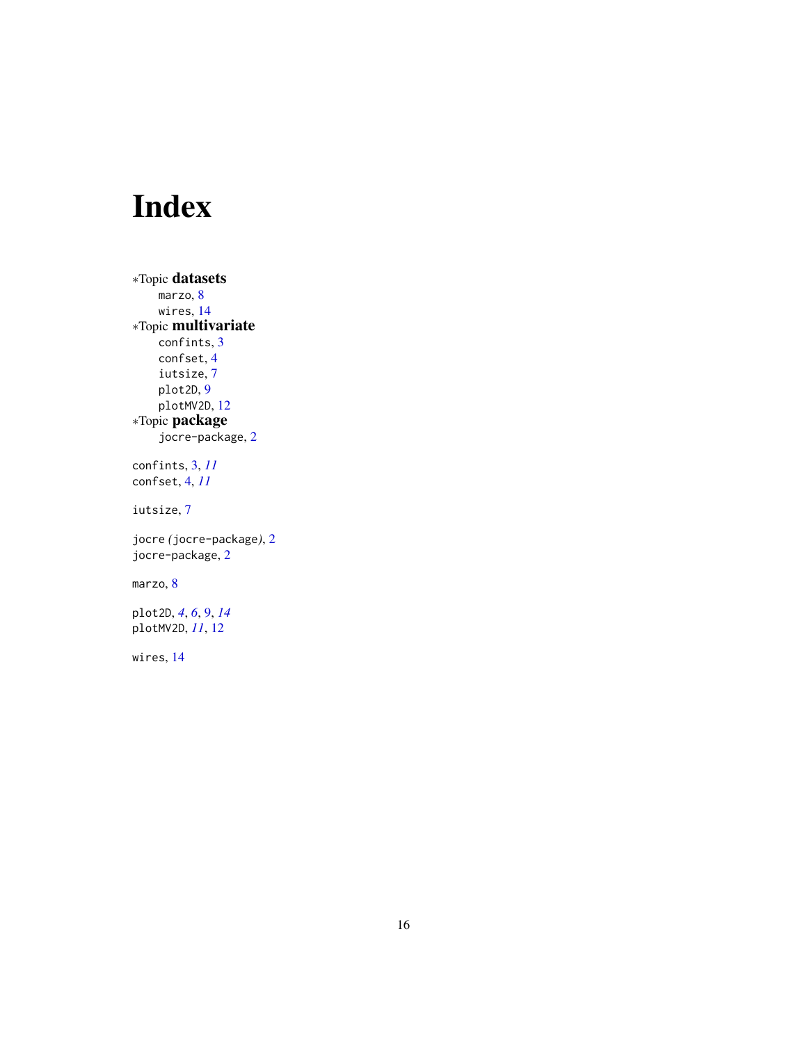# Index

∗Topic **datasets**

- marzo, 8
- wires, 14

∗Topic **multivariate**

- confints, 3
- confset, 4
- iutsize, 7
- plot2D, 9
- plotMV2D, 12

∗Topic **package**

- jocre-package, 2

confints, 3, *11*  
confset, 4, *11*

iutsize, 7

jocre *(*jocre-package*)*, 2  
jocre-package, 2

marzo, 8

plot2D, *4*, *6*, 9, *14*  
plotMV2D, *11*, 12

wires, 14